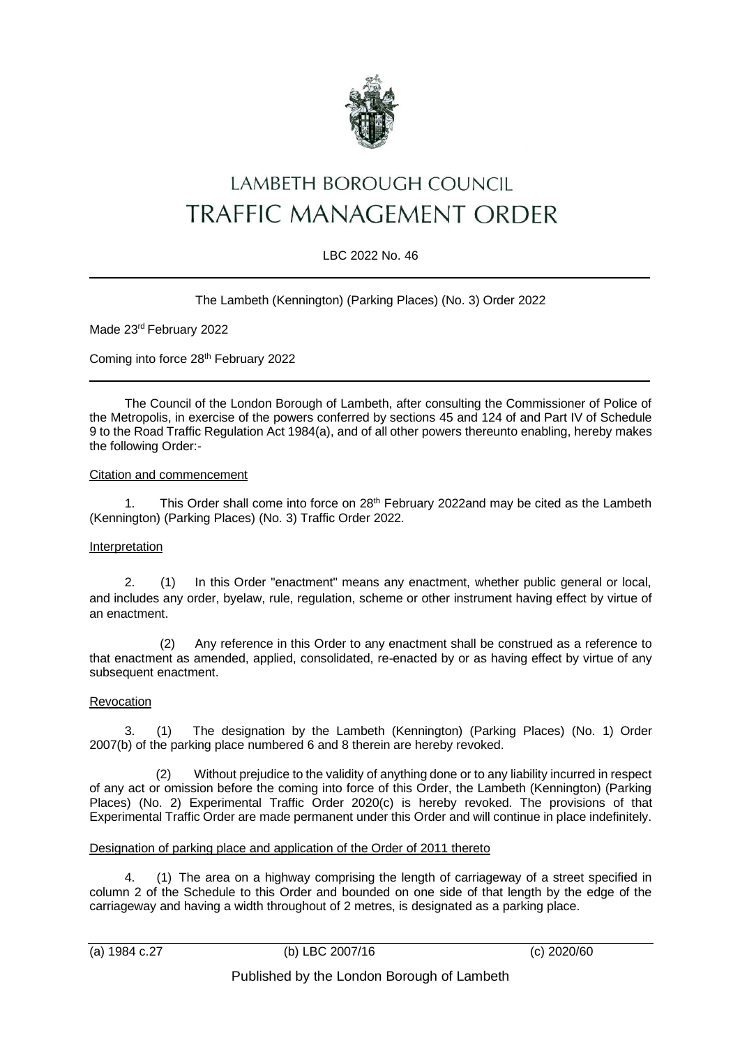# LAMBETH BOROUGH COUNCIL
# TRAFFIC MANAGEMENT ORDER

LBC 2022 No. 46

---

The Lambeth (Kennington) (Parking Places) (No. 3) Order 2022

Made 23rd February 2022

Coming into force 28th February 2022

---

The Council of the London Borough of Lambeth, after consulting the Commissioner of Police of the Metropolis, in exercise of the powers conferred by sections 45 and 124 of and Part IV of Schedule 9 to the Road Traffic Regulation Act 1984(a), and of all other powers thereunto enabling, hereby makes the following Order:-

Citation and commencement

1. This Order shall come into force on 28th February 2022and may be cited as the Lambeth (Kennington) (Parking Places) (No. 3) Traffic Order 2022.

Interpretation

2. (1) In this Order "enactment" means any enactment, whether public general or local, and includes any order, byelaw, rule, regulation, scheme or other instrument having effect by virtue of an enactment.

(2) Any reference in this Order to any enactment shall be construed as a reference to that enactment as amended, applied, consolidated, re-enacted by or as having effect by virtue of any subsequent enactment.

Revocation

3. (1) The designation by the Lambeth (Kennington) (Parking Places) (No. 1) Order 2007(b) of the parking place numbered 6 and 8 therein are hereby revoked.

(2) Without prejudice to the validity of anything done or to any liability incurred in respect of any act or omission before the coming into force of this Order, the Lambeth (Kennington) (Parking Places) (No. 2) Experimental Traffic Order 2020(c) is hereby revoked. The provisions of that Experimental Traffic Order are made permanent under this Order and will continue in place indefinitely.

Designation of parking place and application of the Order of 2011 thereto

4. (1) The area on a highway comprising the length of carriageway of a street specified in column 2 of the Schedule to this Order and bounded on one side of that length by the edge of the carriageway and having a width throughout of 2 metres, is designated as a parking place.

---

(a) 1984 c.27 (b) LBC 2007/16 (c) 2020/60

Published by the London Borough of Lambeth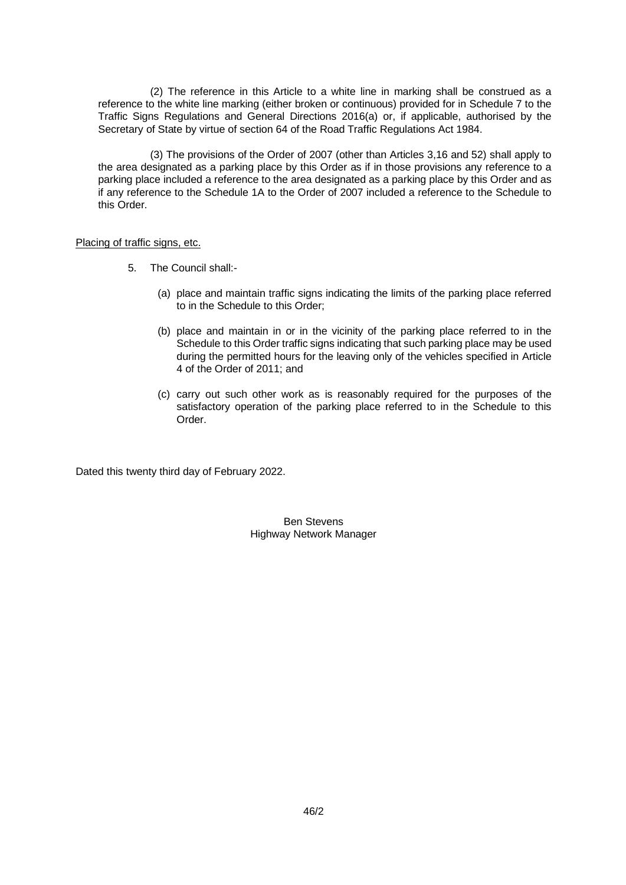(2) The reference in this Article to a white line in marking shall be construed as a reference to the white line marking (either broken or continuous) provided for in Schedule 7 to the Traffic Signs Regulations and General Directions 2016(a) or, if applicable, authorised by the Secretary of State by virtue of section 64 of the Road Traffic Regulations Act 1984.

(3) The provisions of the Order of 2007 (other than Articles 3,16 and 52) shall apply to the area designated as a parking place by this Order as if in those provisions any reference to a parking place included a reference to the area designated as a parking place by this Order and as if any reference to the Schedule 1A to the Order of 2007 included a reference to the Schedule to this Order.

Placing of traffic signs, etc.

5. The Council shall:-

   (a) place and maintain traffic signs indicating the limits of the parking place referred to in the Schedule to this Order;

   (b) place and maintain in or in the vicinity of the parking place referred to in the Schedule to this Order traffic signs indicating that such parking place may be used during the permitted hours for the leaving only of the vehicles specified in Article 4 of the Order of 2011; and

   (c) carry out such other work as is reasonably required for the purposes of the satisfactory operation of the parking place referred to in the Schedule to this Order.

Dated this twenty third day of February 2022.

Ben Stevens
Highway Network Manager

46/2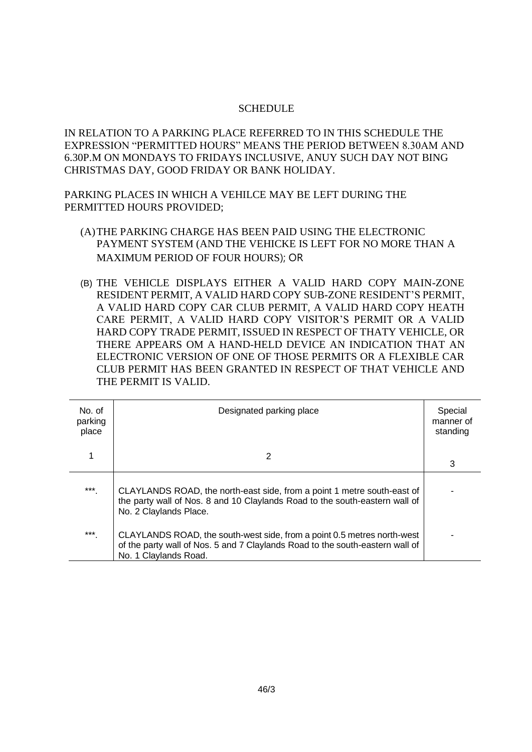SCHEDULE

IN RELATION TO A PARKING PLACE REFERRED TO IN THIS SCHEDULE THE EXPRESSION "PERMITTED HOURS" MEANS THE PERIOD BETWEEN 8.30AM AND 6.30P.M ON MONDAYS TO FRIDAYS INCLUSIVE, ANUY SUCH DAY NOT BING CHRISTMAS DAY, GOOD FRIDAY OR BANK HOLIDAY.

PARKING PLACES IN WHICH A VEHILCE MAY BE LEFT DURING THE PERMITTED HOURS PROVIDED;

(A) THE PARKING CHARGE HAS BEEN PAID USING THE ELECTRONIC PAYMENT SYSTEM (AND THE VEHICKE IS LEFT FOR NO MORE THAN A MAXIMUM PERIOD OF FOUR HOURS); OR

(B) THE VEHICLE DISPLAYS EITHER A VALID HARD COPY MAIN-ZONE RESIDENT PERMIT, A VALID HARD COPY SUB-ZONE RESIDENT'S PERMIT, A VALID HARD COPY CAR CLUB PERMIT, A VALID HARD COPY HEATH CARE PERMIT, A VALID HARD COPY VISITOR'S PERMIT OR A VALID HARD COPY TRADE PERMIT, ISSUED IN RESPECT OF THATY VEHICLE, OR THERE APPEARS OM A HAND-HELD DEVICE AN INDICATION THAT AN ELECTRONIC VERSION OF ONE OF THOSE PERMITS OR A FLEXIBLE CAR CLUB PERMIT HAS BEEN GRANTED IN RESPECT OF THAT VEHICLE AND THE PERMIT IS VALID.

| No. of parking place | Designated parking place | Special manner of standing |
|---|---|---|
| 1 | 2 | 3 |
| ***. | CLAYLANDS ROAD, the north-east side, from a point 1 metre south-east of the party wall of Nos. 8 and 10 Claylands Road to the south-eastern wall of No. 2 Claylands Place. | - |
| ***. | CLAYLANDS ROAD, the south-west side, from a point 0.5 metres north-west of the party wall of Nos. 5 and 7 Claylands Road to the south-eastern wall of No. 1 Claylands Road. | - |